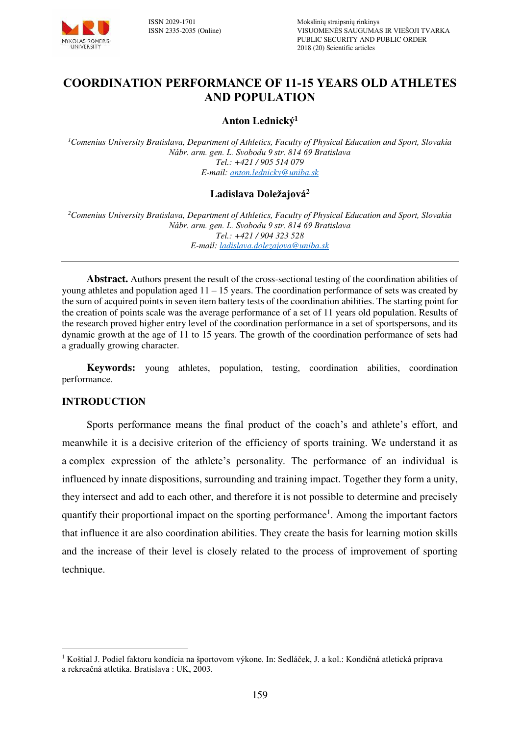# COORDINATION PERFORMANCE OF 11-15 YEARS OLD ATHLETES AND POPULATION

**Anton Lednický[1]**

*[1]Comenius University Bratislava, Department of Athletics, Faculty of Physical Education and Sport, Slovakia*
*Nábr. arm. gen. L. Svobodu 9 str. 814 69 Bratislava*
*Tel.: +421 / 905 514 079*
*E-mail: anton.lednicky@uniba.sk*

**Ladislava Doležajová[2]**

*[2]Comenius University Bratislava, Department of Athletics, Faculty of Physical Education and Sport, Slovakia*
*Nábr. arm. gen. L. Svobodu 9 str. 814 69 Bratislava*
*Tel.: +421 / 904 323 528*
*E-mail: ladislava.dolezajova@uniba.sk*

---

**Abstract.** Authors present the result of the cross-sectional testing of the coordination abilities of young athletes and population aged 11 – 15 years. The coordination performance of sets was created by the sum of acquired points in seven item battery tests of the coordination abilities. The starting point for the creation of points scale was the average performance of a set of 11 years old population. Results of the research proved higher entry level of the coordination performance in a set of sportspersons, and its dynamic growth at the age of 11 to 15 years. The growth of the coordination performance of sets had a gradually growing character.

**Keywords:** young athletes, population, testing, coordination abilities, coordination performance.

## INTRODUCTION

Sports performance means the final product of the coach's and athlete's effort, and meanwhile it is a decisive criterion of the efficiency of sports training. We understand it as a complex expression of the athlete's personality. The performance of an individual is influenced by innate dispositions, surrounding and training impact. Together they form a unity, they intersect and add to each other, and therefore it is not possible to determine and precisely quantify their proportional impact on the sporting performance[1]. Among the important factors that influence it are also coordination abilities. They create the basis for learning motion skills and the increase of their level is closely related to the process of improvement of sporting technique.

---

[1] Koštial J. Podiel faktoru kondícia na športovom výkone. In: Sedláček, J. a kol.: Kondičná atletická príprava a rekreačná atletika. Bratislava : UK, 2003.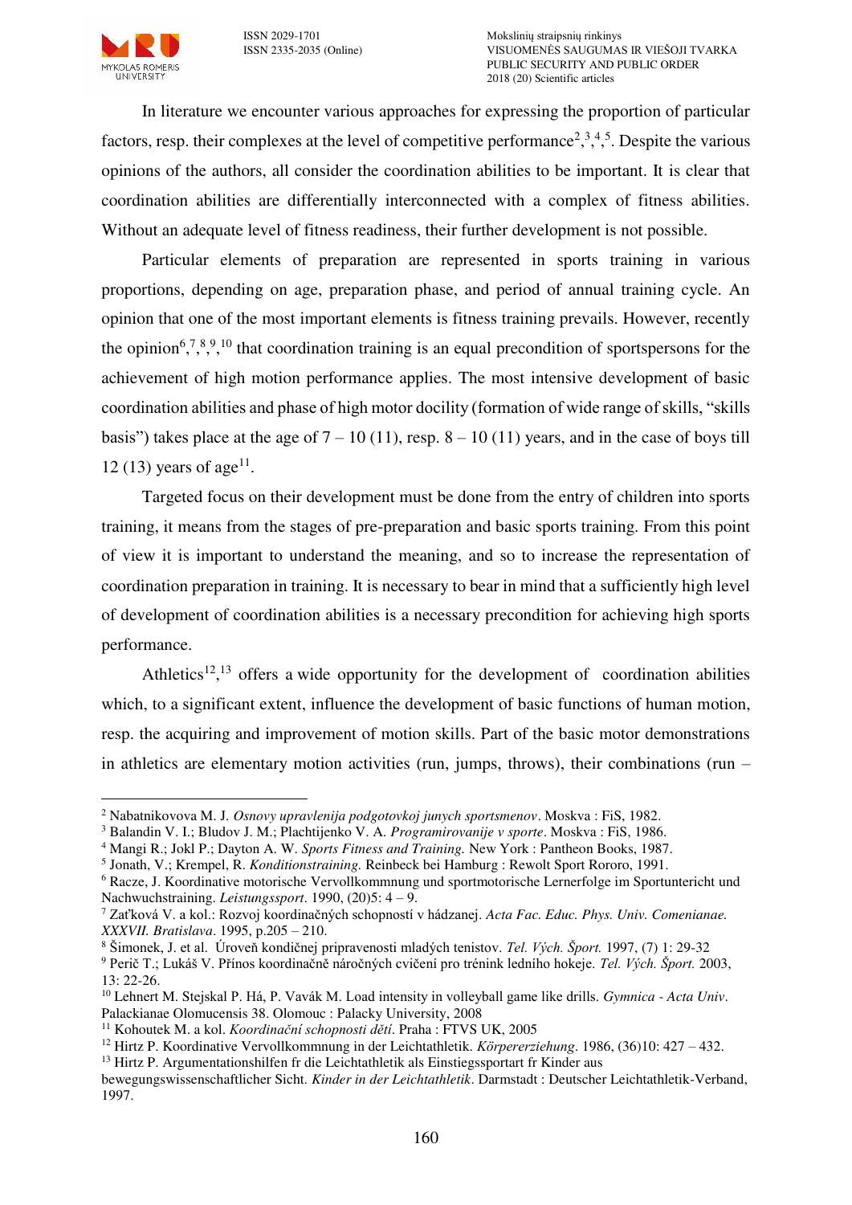In literature we encounter various approaches for expressing the proportion of particular factors, resp. their complexes at the level of competitive performance[2],[3],[4],[5]. Despite the various opinions of the authors, all consider the coordination abilities to be important. It is clear that coordination abilities are differentially interconnected with a complex of fitness abilities. Without an adequate level of fitness readiness, their further development is not possible.

Particular elements of preparation are represented in sports training in various proportions, depending on age, preparation phase, and period of annual training cycle. An opinion that one of the most important elements is fitness training prevails. However, recently the opinion[6],[7],[8],[9],[10] that coordination training is an equal precondition of sportspersons for the achievement of high motion performance applies. The most intensive development of basic coordination abilities and phase of high motor docility (formation of wide range of skills, "skills basis") takes place at the age of 7 – 10 (11), resp. 8 – 10 (11) years, and in the case of boys till 12 (13) years of age[11].

Targeted focus on their development must be done from the entry of children into sports training, it means from the stages of pre-preparation and basic sports training. From this point of view it is important to understand the meaning, and so to increase the representation of coordination preparation in training. It is necessary to bear in mind that a sufficiently high level of development of coordination abilities is a necessary precondition for achieving high sports performance.

Athletics[12],[13] offers a wide opportunity for the development of coordination abilities which, to a significant extent, influence the development of basic functions of human motion, resp. the acquiring and improvement of motion skills. Part of the basic motor demonstrations in athletics are elementary motion activities (run, jumps, throws), their combinations (run –

---

[2] Nabatnikovova M. J. *Osnovy upravlenija podgotovkoj junych sportsmenov*. Moskva : FiS, 1982.

[3] Balandin V. I.; Bludov J. M.; Plachtijenko V. A. *Programirovanije v sporte*. Moskva : FiS, 1986.

[4] Mangi R.; Jokl P.; Dayton A. W. *Sports Fitness and Training.* New York : Pantheon Books, 1987.

[5] Jonath, V.; Krempel, R. *Konditionstraining.* Reinbeck bei Hamburg : Rewolt Sport Rororo, 1991.

[6] Racze, J. Koordinative motorische Vervollkommnung und sportmotorische Lernerfolge im Sportunterricht und Nachwuchstraining. *Leistungssport*. 1990, (20)5: 4 – 9.

[7] Zaťková V. a kol.: Rozvoj koordinačných schopností v hádzanej. *Acta Fac. Educ. Phys. Univ. Comenianae. XXXVII. Bratislava*. 1995, p.205 – 210.

[8] Šimonek, J. et al. Úroveň kondičnej pripravenosti mladých tenistov. *Tel. Vých. Šport.* 1997, (7) 1: 29-32

[9] Perič T.; Lukáš V. Přínos koordinačně náročných cvičení pro trénink ledního hokeje. *Tel. Vých. Šport.* 2003, 13: 22-26.

[10] Lehnert M. Stejskal P. Há, P. Vavák M. Load intensity in volleyball game like drills. *Gymnica - Acta Univ*. Palackianae Olomucensis 38. Olomouc : Palacky University, 2008

[11] Kohoutek M. a kol. *Koordinační schopnosti dětí*. Praha : FTVS UK, 2005

[12] Hirtz P. Koordinative Vervollkommnung in der Leichtathletik. *Körpererziehung*. 1986, (36)10: 427 – 432.

[13] Hirtz P. Argumentationshilfen fr die Leichtathletik als Einstiegssportart fr Kinder aus bewegungswissenschaftlicher Sicht. *Kinder in der Leichtathletik*. Darmstadt : Deutscher Leichtathletik-Verband, 1997.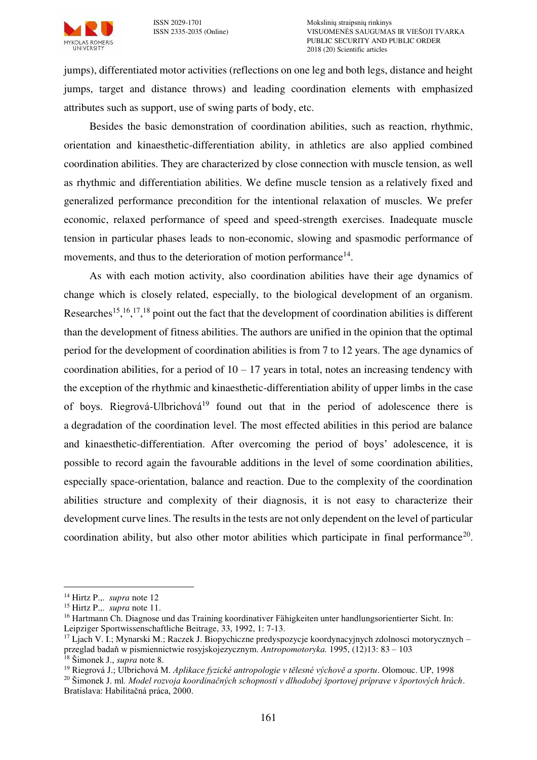jumps), differentiated motor activities (reflections on one leg and both legs, distance and height jumps, target and distance throws) and leading coordination elements with emphasized attributes such as support, use of swing parts of body, etc.

Besides the basic demonstration of coordination abilities, such as reaction, rhythmic, orientation and kinaesthetic-differentiation ability, in athletics are also applied combined coordination abilities. They are characterized by close connection with muscle tension, as well as rhythmic and differentiation abilities. We define muscle tension as a relatively fixed and generalized performance precondition for the intentional relaxation of muscles. We prefer economic, relaxed performance of speed and speed-strength exercises. Inadequate muscle tension in particular phases leads to non-economic, slowing and spasmodic performance of movements, and thus to the deterioration of motion performance[14].

As with each motion activity, also coordination abilities have their age dynamics of change which is closely related, especially, to the biological development of an organism. Researches[15],[16],[17],[18] point out the fact that the development of coordination abilities is different than the development of fitness abilities. The authors are unified in the opinion that the optimal period for the development of coordination abilities is from 7 to 12 years. The age dynamics of coordination abilities, for a period of 10 – 17 years in total, notes an increasing tendency with the exception of the rhythmic and kinaesthetic-differentiation ability of upper limbs in the case of boys. Riegrová-Ulbrichová[19] found out that in the period of adolescence there is a degradation of the coordination level. The most effected abilities in this period are balance and kinaesthetic-differentiation. After overcoming the period of boys' adolescence, it is possible to record again the favourable additions in the level of some coordination abilities, especially space-orientation, balance and reaction. Due to the complexity of the coordination abilities structure and complexity of their diagnosis, it is not easy to characterize their development curve lines. The results in the tests are not only dependent on the level of particular coordination ability, but also other motor abilities which participate in final performance[20].

---

[14] Hirtz P.,. *supra* note 12

[15] Hirtz P.,. *supra* note 11.

[16] Hartmann Ch. Diagnose und das Training koordinativer Fähigkeiten unter handlungsorientierter Sicht. In: Leipziger Sportwissenschaftliche Beitrage, 33, 1992, 1: 7-13.

[17] Ljach V. I.; Mynarski M.; Raczek J. Biopychiczne predyspozycje koordynacyjnych zdolnosci motorycznych – przeglad badań w pismiennictwie rosyjskojezycznym. *Antropomotoryka.* 1995, (12)13: 83 – 103

[18] Šimonek J., *supra* note 8.

[19] Riegrová J.; Ulbrichová M. *Aplikace fyzické antropologie v tělesné výchově a sportu*. Olomouc. UP, 1998

[20] Šimonek J. ml*. Model rozvoja koordinačných schopností v dlhodobej športovej príprave v športových hrách*. Bratislava: Habilitačná práca, 2000.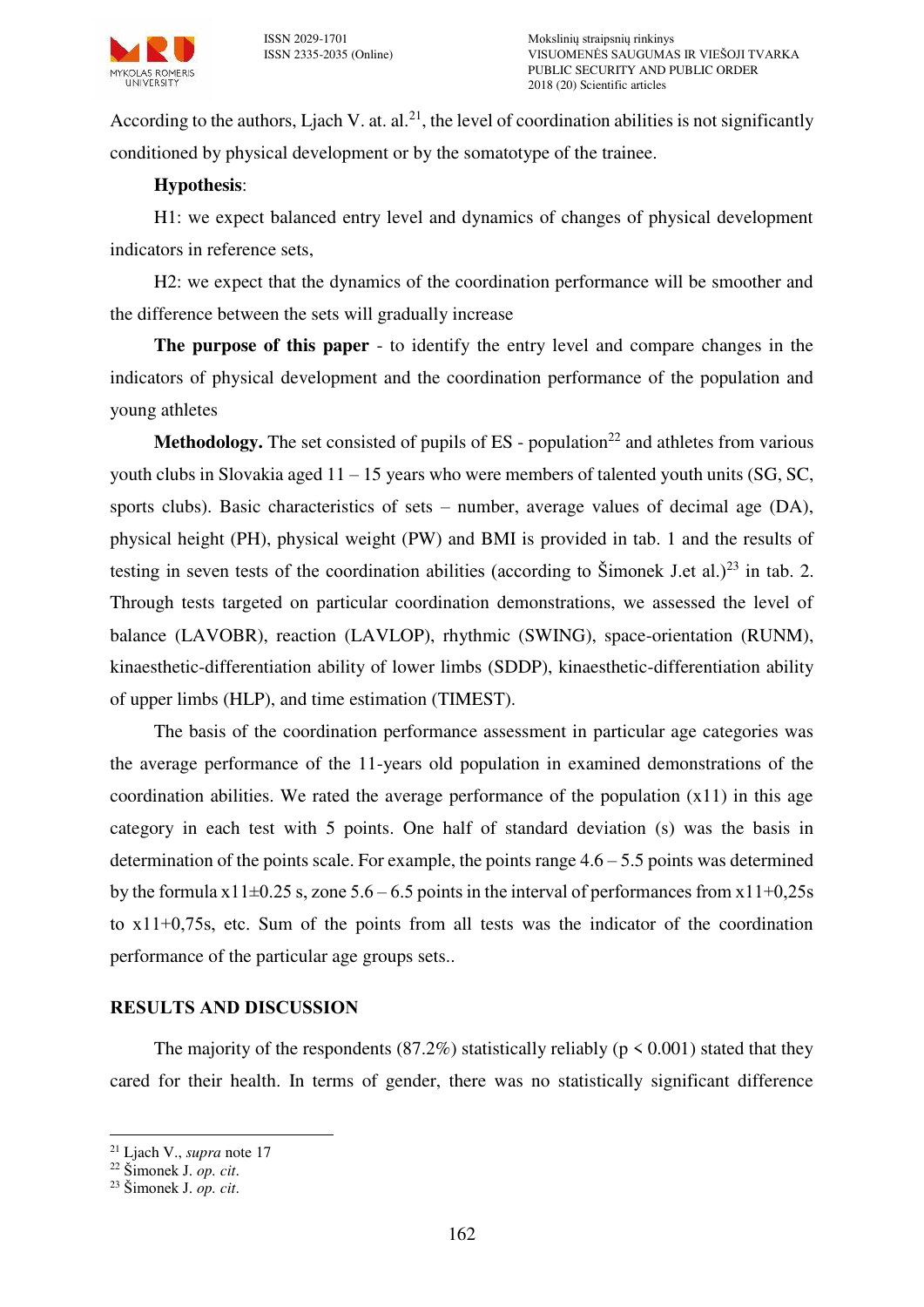According to the authors, Ljach V. at. al.[21], the level of coordination abilities is not significantly conditioned by physical development or by the somatotype of the trainee.

**Hypothesis**:

H1: we expect balanced entry level and dynamics of changes of physical development indicators in reference sets,

H2: we expect that the dynamics of the coordination performance will be smoother and the difference between the sets will gradually increase

**The purpose of this paper** - to identify the entry level and compare changes in the indicators of physical development and the coordination performance of the population and young athletes

**Methodology.** The set consisted of pupils of ES - population[22] and athletes from various youth clubs in Slovakia aged 11 – 15 years who were members of talented youth units (SG, SC, sports clubs). Basic characteristics of sets – number, average values of decimal age (DA), physical height (PH), physical weight (PW) and BMI is provided in tab. 1 and the results of testing in seven tests of the coordination abilities (according to Šimonek J.et al.)[23] in tab. 2. Through tests targeted on particular coordination demonstrations, we assessed the level of balance (LAVOBR), reaction (LAVLOP), rhythmic (SWING), space-orientation (RUNM), kinaesthetic-differentiation ability of lower limbs (SDDP), kinaesthetic-differentiation ability of upper limbs (HLP), and time estimation (TIMEST).

The basis of the coordination performance assessment in particular age categories was the average performance of the 11-years old population in examined demonstrations of the coordination abilities. We rated the average performance of the population (x11) in this age category in each test with 5 points. One half of standard deviation (s) was the basis in determination of the points scale. For example, the points range 4.6 – 5.5 points was determined by the formula x11±0.25 s, zone 5.6 – 6.5 points in the interval of performances from x11+0,25s to x11+0,75s, etc. Sum of the points from all tests was the indicator of the coordination performance of the particular age groups sets..

## RESULTS AND DISCUSSION

The majority of the respondents (87.2%) statistically reliably ($p < 0.001$) stated that they cared for their health. In terms of gender, there was no statistically significant difference

---

[21] Ljach V., *supra* note 17

[22] Šimonek J. *op. cit*.

[23] Šimonek J. *op. cit*.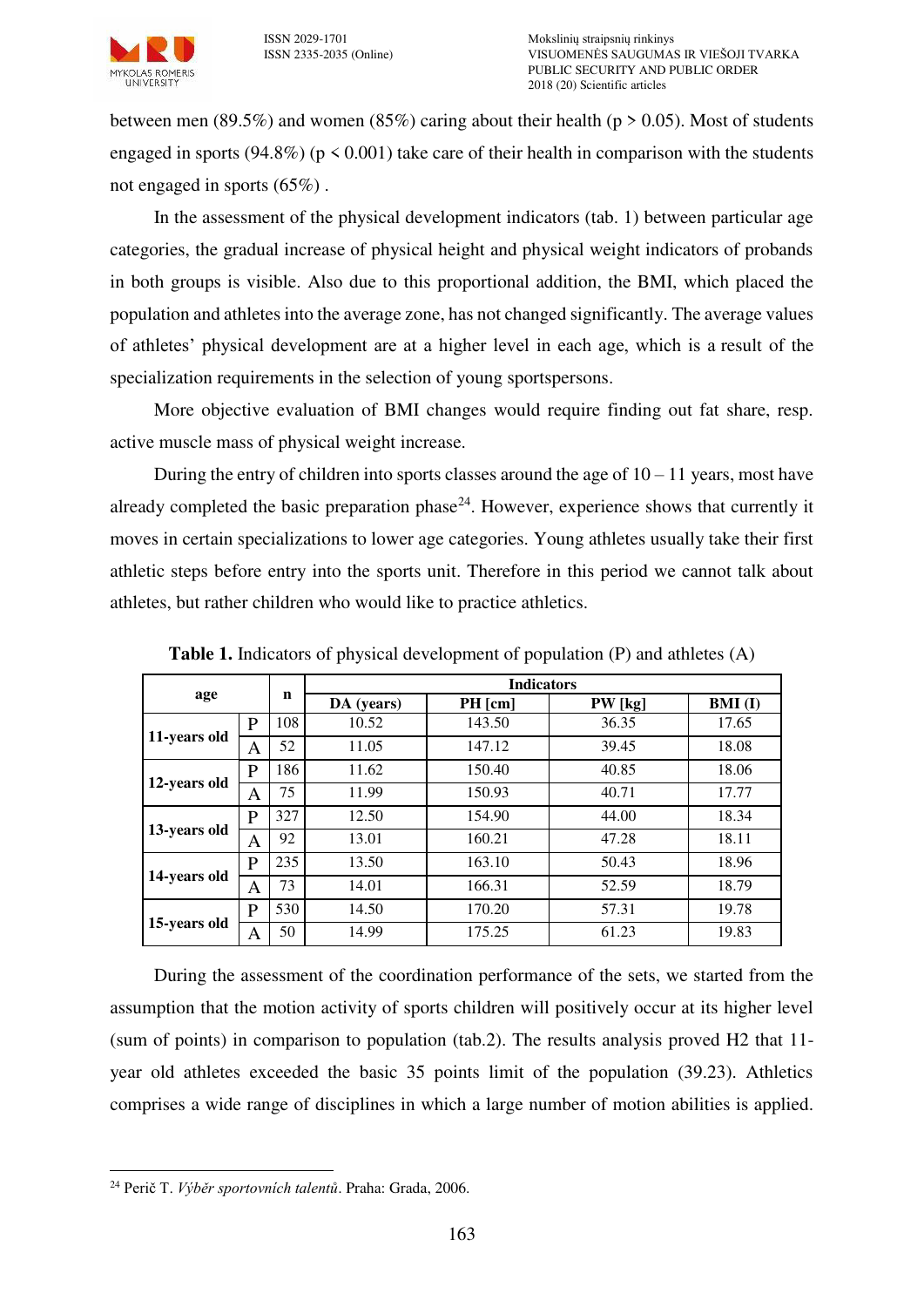between men (89.5%) and women (85%) caring about their health ($p > 0.05$). Most of students engaged in sports (94.8%) ($p < 0.001$) take care of their health in comparison with the students not engaged in sports (65%) .

In the assessment of the physical development indicators (tab. 1) between particular age categories, the gradual increase of physical height and physical weight indicators of probands in both groups is visible. Also due to this proportional addition, the BMI, which placed the population and athletes into the average zone, has not changed significantly. The average values of athletes' physical development are at a higher level in each age, which is a result of the specialization requirements in the selection of young sportspersons.

More objective evaluation of BMI changes would require finding out fat share, resp. active muscle mass of physical weight increase.

During the entry of children into sports classes around the age of 10 – 11 years, most have already completed the basic preparation phase[24]. However, experience shows that currently it moves in certain specializations to lower age categories. Young athletes usually take their first athletic steps before entry into the sports unit. Therefore in this period we cannot talk about athletes, but rather children who would like to practice athletics.

**Table 1.** Indicators of physical development of population (P) and athletes (A)

| age | | n | Indicators | | | |
|---|---|---|---|---|---|---|
| | | | DA (years) | PH [cm] | PW [kg] | BMI (I) |
| 11-years old | P | 108 | 10.52 | 143.50 | 36.35 | 17.65 |
| | A | 52 | 11.05 | 147.12 | 39.45 | 18.08 |
| 12-years old | P | 186 | 11.62 | 150.40 | 40.85 | 18.06 |
| | A | 75 | 11.99 | 150.93 | 40.71 | 17.77 |
| 13-years old | P | 327 | 12.50 | 154.90 | 44.00 | 18.34 |
| | A | 92 | 13.01 | 160.21 | 47.28 | 18.11 |
| 14-years old | P | 235 | 13.50 | 163.10 | 50.43 | 18.96 |
| | A | 73 | 14.01 | 166.31 | 52.59 | 18.79 |
| 15-years old | P | 530 | 14.50 | 170.20 | 57.31 | 19.78 |
| | A | 50 | 14.99 | 175.25 | 61.23 | 19.83 |

During the assessment of the coordination performance of the sets, we started from the assumption that the motion activity of sports children will positively occur at its higher level (sum of points) in comparison to population (tab.2). The results analysis proved H2 that 11-year old athletes exceeded the basic 35 points limit of the population (39.23). Athletics comprises a wide range of disciplines in which a large number of motion abilities is applied.

[24] Perič T. *Výběr sportovních talentů*. Praha: Grada, 2006.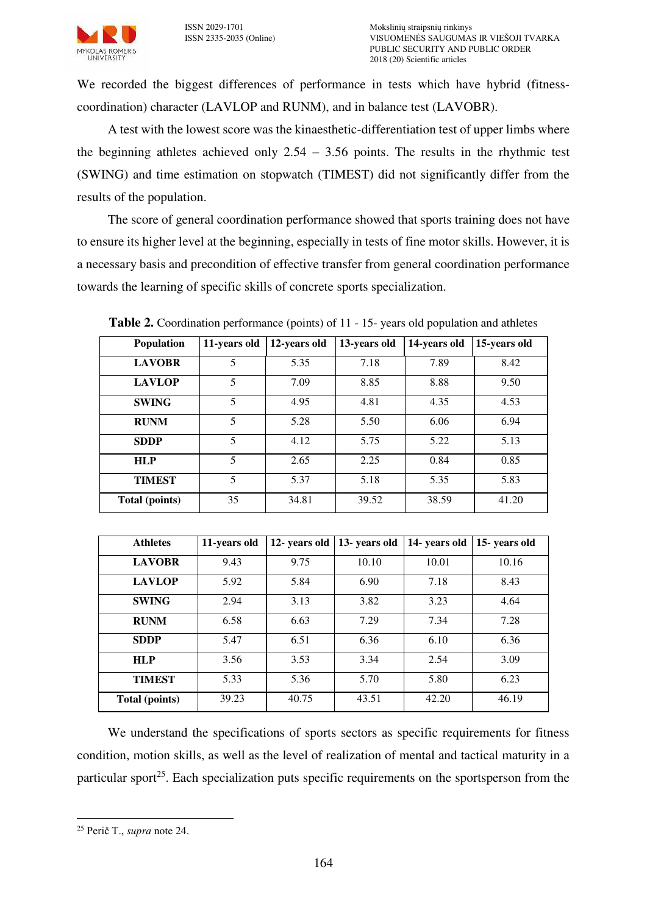We recorded the biggest differences of performance in tests which have hybrid (fitness-coordination) character (LAVLOP and RUNM), and in balance test (LAVOBR).

A test with the lowest score was the kinaesthetic-differentiation test of upper limbs where the beginning athletes achieved only 2.54 – 3.56 points. The results in the rhythmic test (SWING) and time estimation on stopwatch (TIMEST) did not significantly differ from the results of the population.

The score of general coordination performance showed that sports training does not have to ensure its higher level at the beginning, especially in tests of fine motor skills. However, it is a necessary basis and precondition of effective transfer from general coordination performance towards the learning of specific skills of concrete sports specialization.

**Table 2.** Coordination performance (points) of 11 - 15- years old population and athletes

| Population | 11-years old | 12-years old | 13-years old | 14-years old | 15-years old |
|---|---|---|---|---|---|
| **LAVOBR** | 5 | 5.35 | 7.18 | 7.89 | 8.42 |
| **LAVLOP** | 5 | 7.09 | 8.85 | 8.88 | 9.50 |
| **SWING** | 5 | 4.95 | 4.81 | 4.35 | 4.53 |
| **RUNM** | 5 | 5.28 | 5.50 | 6.06 | 6.94 |
| **SDDP** | 5 | 4.12 | 5.75 | 5.22 | 5.13 |
| **HLP** | 5 | 2.65 | 2.25 | 0.84 | 0.85 |
| **TIMEST** | 5 | 5.37 | 5.18 | 5.35 | 5.83 |
| **Total (points)** | 35 | 34.81 | 39.52 | 38.59 | 41.20 |

| Athletes | 11-years old | 12- years old | 13- years old | 14- years old | 15- years old |
|---|---|---|---|---|---|
| **LAVOBR** | 9.43 | 9.75 | 10.10 | 10.01 | 10.16 |
| **LAVLOP** | 5.92 | 5.84 | 6.90 | 7.18 | 8.43 |
| **SWING** | 2.94 | 3.13 | 3.82 | 3.23 | 4.64 |
| **RUNM** | 6.58 | 6.63 | 7.29 | 7.34 | 7.28 |
| **SDDP** | 5.47 | 6.51 | 6.36 | 6.10 | 6.36 |
| **HLP** | 3.56 | 3.53 | 3.34 | 2.54 | 3.09 |
| **TIMEST** | 5.33 | 5.36 | 5.70 | 5.80 | 6.23 |
| **Total (points)** | 39.23 | 40.75 | 43.51 | 42.20 | 46.19 |

We understand the specifications of sports sectors as specific requirements for fitness condition, motion skills, as well as the level of realization of mental and tactical maturity in a particular sport[25]. Each specialization puts specific requirements on the sportsperson from the

[25] Perič T., *supra* note 24.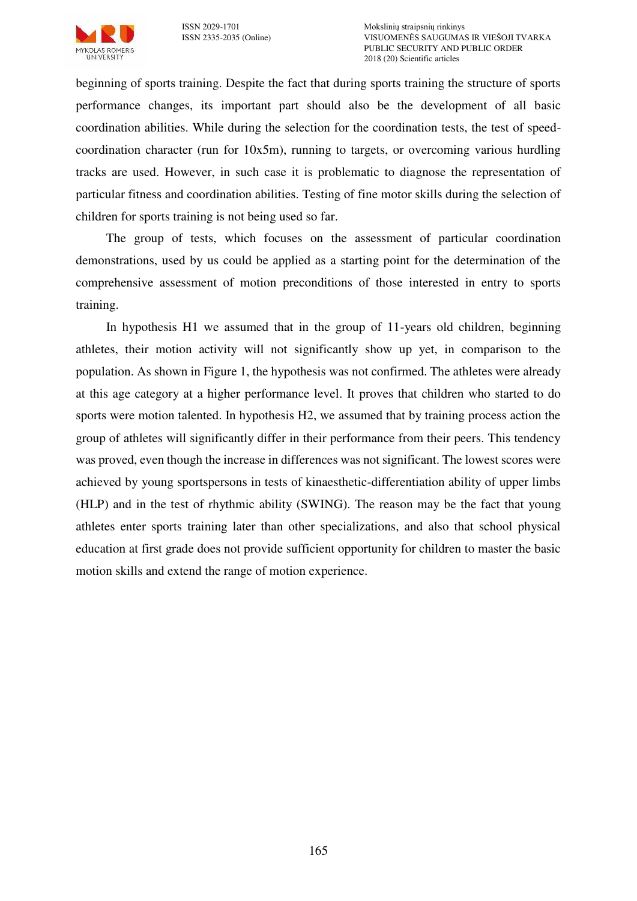beginning of sports training. Despite the fact that during sports training the structure of sports performance changes, its important part should also be the development of all basic coordination abilities. While during the selection for the coordination tests, the test of speed-coordination character (run for 10x5m), running to targets, or overcoming various hurdling tracks are used. However, in such case it is problematic to diagnose the representation of particular fitness and coordination abilities. Testing of fine motor skills during the selection of children for sports training is not being used so far.

The group of tests, which focuses on the assessment of particular coordination demonstrations, used by us could be applied as a starting point for the determination of the comprehensive assessment of motion preconditions of those interested in entry to sports training.

In hypothesis H1 we assumed that in the group of 11-years old children, beginning athletes, their motion activity will not significantly show up yet, in comparison to the population. As shown in Figure 1, the hypothesis was not confirmed. The athletes were already at this age category at a higher performance level. It proves that children who started to do sports were motion talented. In hypothesis H2, we assumed that by training process action the group of athletes will significantly differ in their performance from their peers. This tendency was proved, even though the increase in differences was not significant. The lowest scores were achieved by young sportspersons in tests of kinaesthetic-differentiation ability of upper limbs (HLP) and in the test of rhythmic ability (SWING). The reason may be the fact that young athletes enter sports training later than other specializations, and also that school physical education at first grade does not provide sufficient opportunity for children to master the basic motion skills and extend the range of motion experience.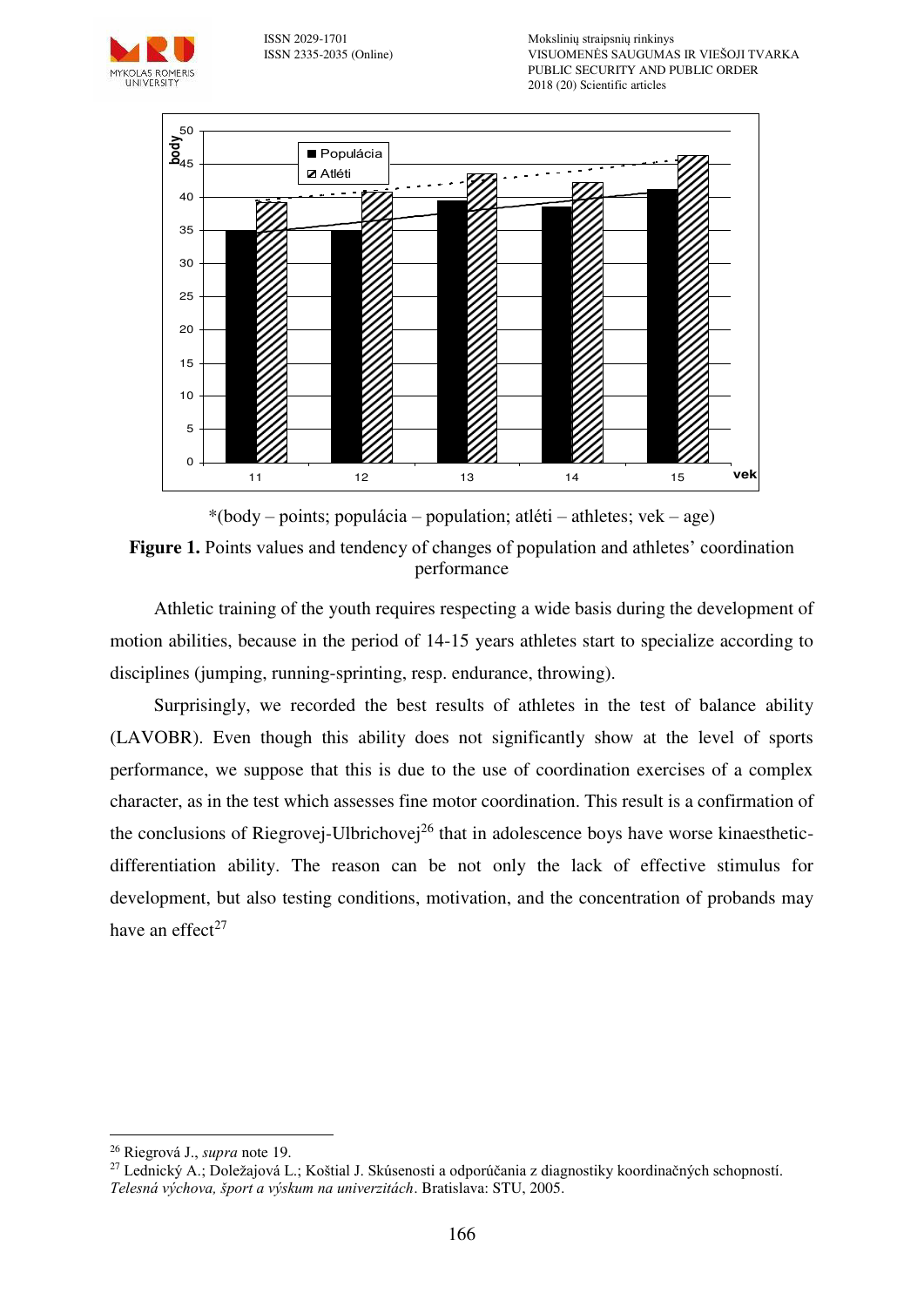body

50

45

40

35

30

25

20

15

10

5

0

Populácia

Atléti

11

12

13

14

15

vek

*(body – points; populácia – population; atléti – athletes; vek – age)

**Figure 1.** Points values and tendency of changes of population and athletes' coordination performance

Athletic training of the youth requires respecting a wide basis during the development of motion abilities, because in the period of 14-15 years athletes start to specialize according to disciplines (jumping, running-sprinting, resp. endurance, throwing).

Surprisingly, we recorded the best results of athletes in the test of balance ability (LAVOBR). Even though this ability does not significantly show at the level of sports performance, we suppose that this is due to the use of coordination exercises of a complex character, as in the test which assesses fine motor coordination. This result is a confirmation of the conclusions of Riegrovej-Ulbrichovej[26] that in adolescence boys have worse kinaesthetic-differentiation ability. The reason can be not only the lack of effective stimulus for development, but also testing conditions, motivation, and the concentration of probands may have an effect[27]

---

[26] Riegrová J., *supra* note 19.

[27] Lednický A.; Doležajová L.; Koštial J. Skúsenosti a odporúčania z diagnostiky koordinačných schopností. *Telesná výchova, šport a výskum na univerzitách*. Bratislava: STU, 2005.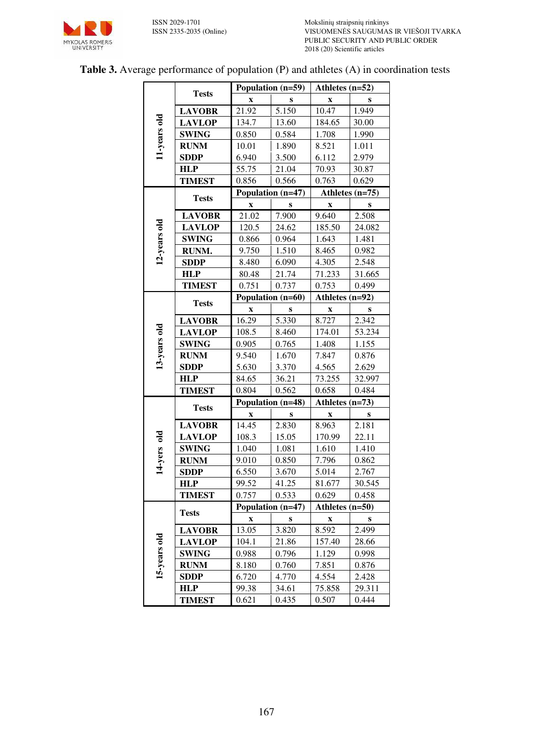**Table 3.** Average performance of population (P) and athletes (A) in coordination tests

| Age | Tests | Population (n=59) | | Athletes (n=52) | |
|---|---|---|---|---|---|
| | | x | s | x | s |
| 11-years old | LAVOBR | 21.92 | 5.150 | 10.47 | 1.949 |
| | LAVLOP | 134.7 | 13.60 | 184.65 | 30.00 |
| | SWING | 0.850 | 0.584 | 1.708 | 1.990 |
| | RUNM | 10.01 | 1.890 | 8.521 | 1.011 |
| | SDDP | 6.940 | 3.500 | 6.112 | 2.979 |
| | HLP | 55.75 | 21.04 | 70.93 | 30.87 |
| | TIMEST | 0.856 | 0.566 | 0.763 | 0.629 |
| | **Tests** | **Population (n=47)** | | **Athletes (n=75)** | |
| | | x | s | x | s |
| 12-years old | LAVOBR | 21.02 | 7.900 | 9.640 | 2.508 |
| | LAVLOP | 120.5 | 24.62 | 185.50 | 24.082 |
| | SWING | 0.866 | 0.964 | 1.643 | 1.481 |
| | RUNM. | 9.750 | 1.510 | 8.465 | 0.982 |
| | SDDP | 8.480 | 6.090 | 4.305 | 2.548 |
| | HLP | 80.48 | 21.74 | 71.233 | 31.665 |
| | TIMEST | 0.751 | 0.737 | 0.753 | 0.499 |
| | **Tests** | **Population (n=60)** | | **Athletes (n=92)** | |
| | | x | s | x | s |
| 13-years old | LAVOBR | 16.29 | 5.330 | 8.727 | 2.342 |
| | LAVLOP | 108.5 | 8.460 | 174.01 | 53.234 |
| | SWING | 0.905 | 0.765 | 1.408 | 1.155 |
| | RUNM | 9.540 | 1.670 | 7.847 | 0.876 |
| | SDDP | 5.630 | 3.370 | 4.565 | 2.629 |
| | HLP | 84.65 | 36.21 | 73.255 | 32.997 |
| | TIMEST | 0.804 | 0.562 | 0.658 | 0.484 |
| | **Tests** | **Population (n=48)** | | **Athletes (n=73)** | |
| | | x | s | x | s |
| 14-yers old | LAVOBR | 14.45 | 2.830 | 8.963 | 2.181 |
| | LAVLOP | 108.3 | 15.05 | 170.99 | 22.11 |
| | SWING | 1.040 | 1.081 | 1.610 | 1.410 |
| | RUNM | 9.010 | 0.850 | 7.796 | 0.862 |
| | SDDP | 6.550 | 3.670 | 5.014 | 2.767 |
| | HLP | 99.52 | 41.25 | 81.677 | 30.545 |
| | TIMEST | 0.757 | 0.533 | 0.629 | 0.458 |
| | **Tests** | **Population (n=47)** | | **Athletes (n=50)** | |
| | | x | s | x | s |
| 15-years old | LAVOBR | 13.05 | 3.820 | 8.592 | 2.499 |
| | LAVLOP | 104.1 | 21.86 | 157.40 | 28.66 |
| | SWING | 0.988 | 0.796 | 1.129 | 0.998 |
| | RUNM | 8.180 | 0.760 | 7.851 | 0.876 |
| | SDDP | 6.720 | 4.770 | 4.554 | 2.428 |
| | HLP | 99.38 | 34.61 | 75.858 | 29.311 |
| | TIMEST | 0.621 | 0.435 | 0.507 | 0.444 |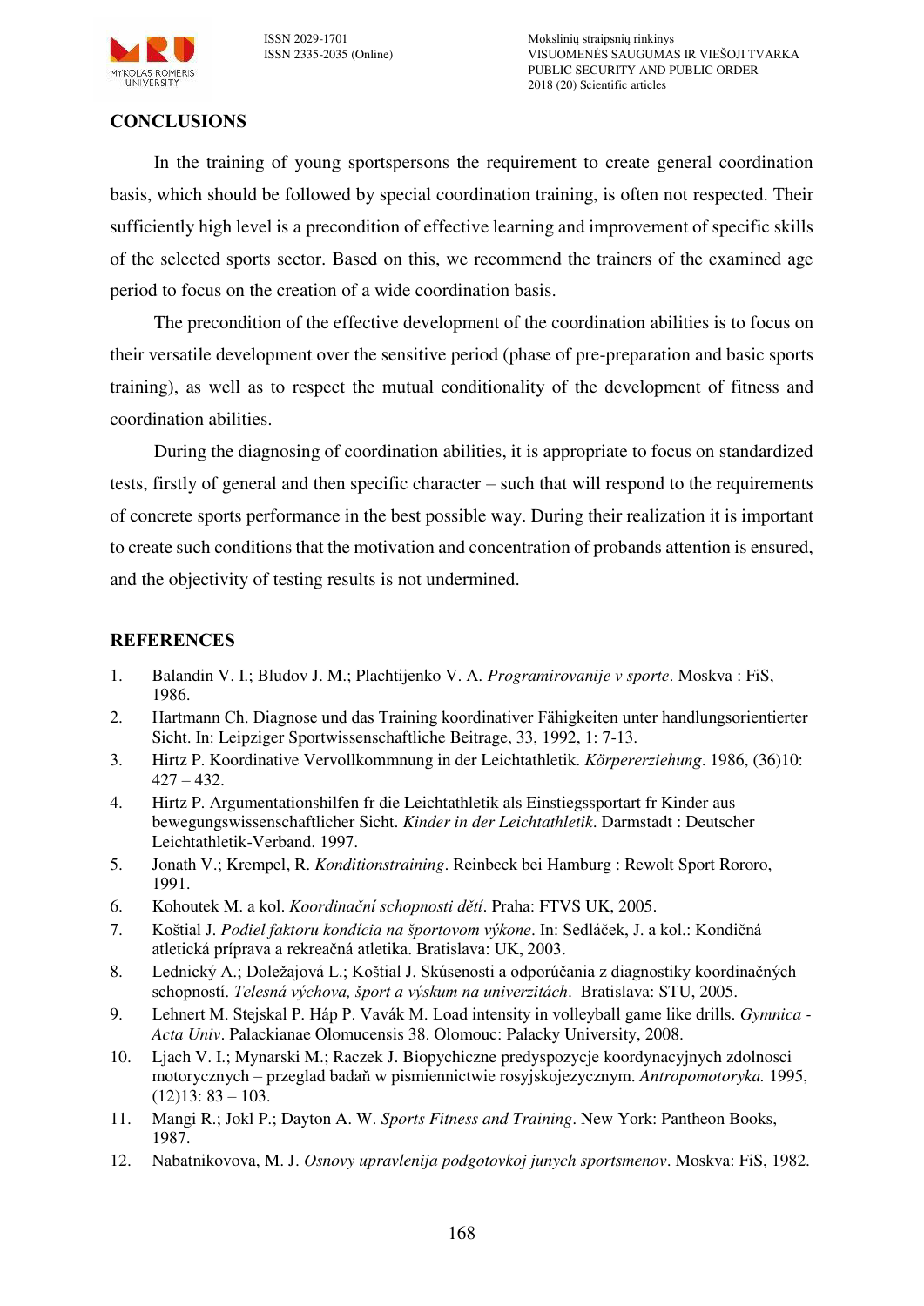## CONCLUSIONS

In the training of young sportspersons the requirement to create general coordination basis, which should be followed by special coordination training, is often not respected. Their sufficiently high level is a precondition of effective learning and improvement of specific skills of the selected sports sector. Based on this, we recommend the trainers of the examined age period to focus on the creation of a wide coordination basis.

The precondition of the effective development of the coordination abilities is to focus on their versatile development over the sensitive period (phase of pre-preparation and basic sports training), as well as to respect the mutual conditionality of the development of fitness and coordination abilities.

During the diagnosing of coordination abilities, it is appropriate to focus on standardized tests, firstly of general and then specific character – such that will respond to the requirements of concrete sports performance in the best possible way. During their realization it is important to create such conditions that the motivation and concentration of probands attention is ensured, and the objectivity of testing results is not undermined.

## REFERENCES

1. Balandin V. I.; Bludov J. M.; Plachtijenko V. A. *Programirovanije v sporte*. Moskva : FiS, 1986.
2. Hartmann Ch. Diagnose und das Training koordinativer Fähigkeiten unter handlungsorientierter Sicht. In: Leipziger Sportwissenschaftliche Beitrage, 33, 1992, 1: 7-13.
3. Hirtz P. Koordinative Vervollkommnung in der Leichtathletik. *Körpererziehung*. 1986, (36)10: 427 – 432.
4. Hirtz P. Argumentationshilfen fr die Leichtathletik als Einstiegssportart fr Kinder aus bewegungswissenschaftlicher Sicht. *Kinder in der Leichtathletik*. Darmstadt : Deutscher Leichtathletik-Verband. 1997.
5. Jonath V.; Krempel, R. *Konditionstraining*. Reinbeck bei Hamburg : Rewolt Sport Rororo, 1991.
6. Kohoutek M. a kol. *Koordinační schopnosti dětí*. Praha: FTVS UK, 2005.
7. Koštial J. *Podiel faktoru kondícia na športovom výkone*. In: Sedláček, J. a kol.: Kondičná atletická príprava a rekreačná atletika. Bratislava: UK, 2003.
8. Lednický A.; Doležajová L.; Koštial J. Skúsenosti a odporúčania z diagnostiky koordinačných schopností. *Telesná výchova, šport a výskum na univerzitách*. Bratislava: STU, 2005.
9. Lehnert M. Stejskal P. Háp P. Vavák M. Load intensity in volleyball game like drills. *Gymnica - Acta Univ*. Palackianae Olomucensis 38. Olomouc: Palacky University, 2008.
10. Ljach V. I.; Mynarski M.; Raczek J. Biopychiczne predyspozycje koordynacyjnych zdolnosci motorycznych – przeglad badań w pismiennictwie rosyjskojezycznym. *Antropomotoryka.* 1995, (12)13: 83 – 103.
11. Mangi R.; Jokl P.; Dayton A. W. *Sports Fitness and Training*. New York: Pantheon Books, 1987.
12. Nabatnikovova, M. J. *Osnovy upravlenija podgotovkoj junych sportsmenov*. Moskva: FiS, 1982.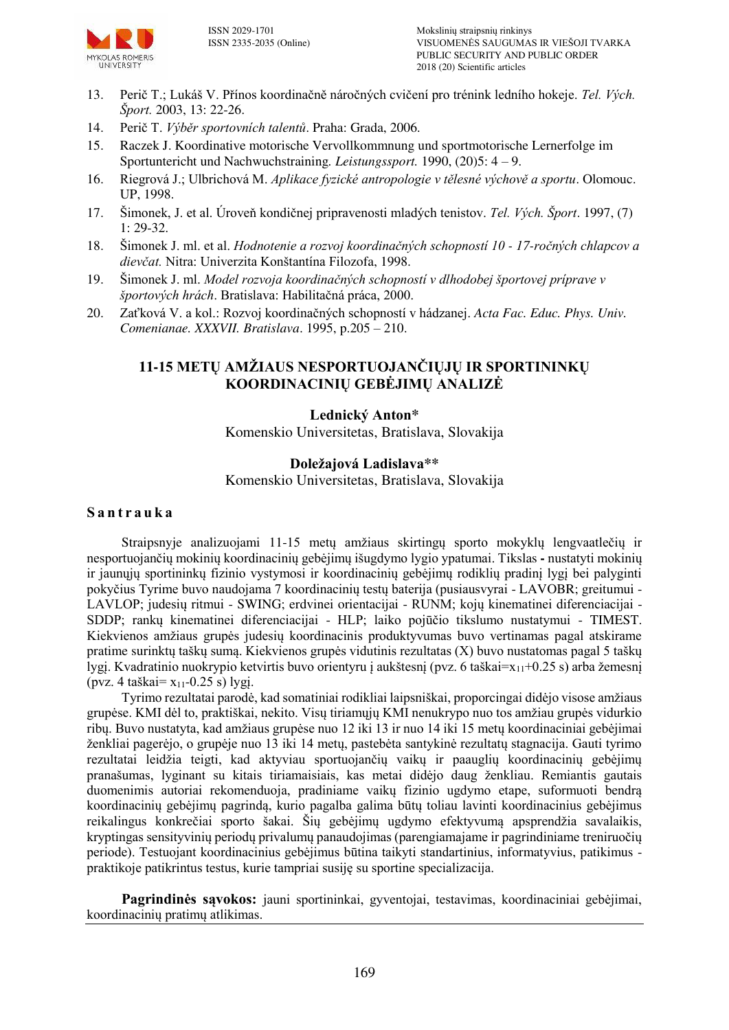13. Perič T.; Lukáš V. Přínos koordinačně náročných cvičení pro trénink ledního hokeje. *Tel. Vých. Šport.* 2003, 13: 22-26.
14. Perič T. *Výběr sportovních talentů*. Praha: Grada, 2006.
15. Raczek J. Koordinative motorische Vervollkommnung und sportmotorische Lernerfolge im Sportunterricht und Nachwuchstraining. *Leistungssport.* 1990, (20)5: 4 – 9.
16. Riegrová J.; Ulbrichová M. *Aplikace fyzické antropologie v tělesné výchově a sportu*. Olomouc. UP, 1998.
17. Šimonek, J. et al. Úroveň kondičnej pripravenosti mladých tenistov. *Tel. Vých. Šport*. 1997, (7) 1: 29-32.
18. Šimonek J. ml. et al. *Hodnotenie a rozvoj koordinačných schopností 10 - 17-ročných chlapcov a dievčat.* Nitra: Univerzita Konštantína Filozofa, 1998.
19. Šimonek J. ml. *Model rozvoja koordinačných schopností v dlhodobej športovej príprave v športových hrách*. Bratislava: Habilitačná práca, 2000.
20. Zaťková V. a kol.: Rozvoj koordinačných schopností v hádzanej. *Acta Fac. Educ. Phys. Univ. Comenianae. XXXVII. Bratislava*. 1995, p.205 – 210.

## 11-15 METŲ AMŽIAUS NESPORTUOJANČIŲJŲ IR SPORTININKŲ KOORDINACINIŲ GEBĖJIMŲ ANALIZĖ

**Lednický Anton\***
Komenskio Universitetas, Bratislava, Slovakija

**Doležajová Ladislava\*\***
Komenskio Universitetas, Bratislava, Slovakija

### S a n t r a u k a

Straipsnyje analizuojami 11-15 metų amžiaus skirtingų sporto mokyklų lengvaatlečių ir nesportuojančių mokinių koordinacinių gebėjimų išugdymo lygio ypatumai. Tikslas **-** nustatyti mokinių ir jaunųjų sportininkų fizinio vystymosi ir koordinacinių gebėjimų rodiklių pradinį lygį bei palyginti pokyčius Tyrime buvo naudojama 7 koordinacinių testų baterija (pusiausvyrai - LAVOBR; greitumui - LAVLOP; judesių ritmui - SWING; erdvinei orientacijai - RUNM; kojų kinematinei diferenciacijai - SDDP; rankų kinematinei diferenciacijai - HLP; laiko pojūčio tikslumo nustatymui - TIMEST. Kiekvienos amžiaus grupės judesių koordinacinis produktyvumas buvo vertinamas pagal atskirame pratime surinktų taškų sumą. Kiekvienos grupės vidutinis rezultatas (X) buvo nustatomas pagal 5 taškų lygį. Kvadratinio nuokrypio ketvirtis buvo orientyru į aukštesnį (pvz. 6 taškai=$x_{11}$+0.25 s) arba žemesnį (pvz. 4 taškai= $x_{11}$-0.25 s) lygį.

Tyrimo rezultatai parodė, kad somatiniai rodikliai laipsniškai, proporcingai didėjo visose amžiaus grupėse. KMI dėl to, praktiškai, nekito. Visų tiriamųjų KMI nenukrypo nuo tos amžiau grupės vidurkio ribų. Buvo nustatyta, kad amžiaus grupėse nuo 12 iki 13 ir nuo 14 iki 15 metų koordinaciniai gebėjimai ženkliai pagerėjo, o grupėje nuo 13 iki 14 metų, pastebėta santykinė rezultatų stagnacija. Gauti tyrimo rezultatai leidžia teigti, kad aktyviau sportuojančių vaikų ir paauglių koordinacinių gebėjimų pranašumas, lyginant su kitais tiriamaisiais, kas metai didėjo daug ženkliau. Remiantis gautais duomenimis autoriai rekomenduoja, pradiniame vaikų fizinio ugdymo etape, suformuoti bendrą koordinacinių gebėjimų pagrindą, kurio pagalba galima būtų toliau lavinti koordinacinius gebėjimus reikalingus konkrečiai sporto šakai. Šių gebėjimų ugdymo efektyvumą apsprendžia savalaikis, kryptingas sensityvinių periodų privalumų panaudojimas (parengiamajame ir pagrindiniame treniruočių periode). Testuojant koordinacinius gebėjimus būtina taikyti standartinius, informatyvius, patikimus - praktikoje patikrintus testus, kurie tampriai susiję su sportine specializacija.

**Pagrindinės sąvokos:** jauni sportininkai, gyventojai, testavimas, koordinaciniai gebėjimai, koordinacinių pratimų atlikimas.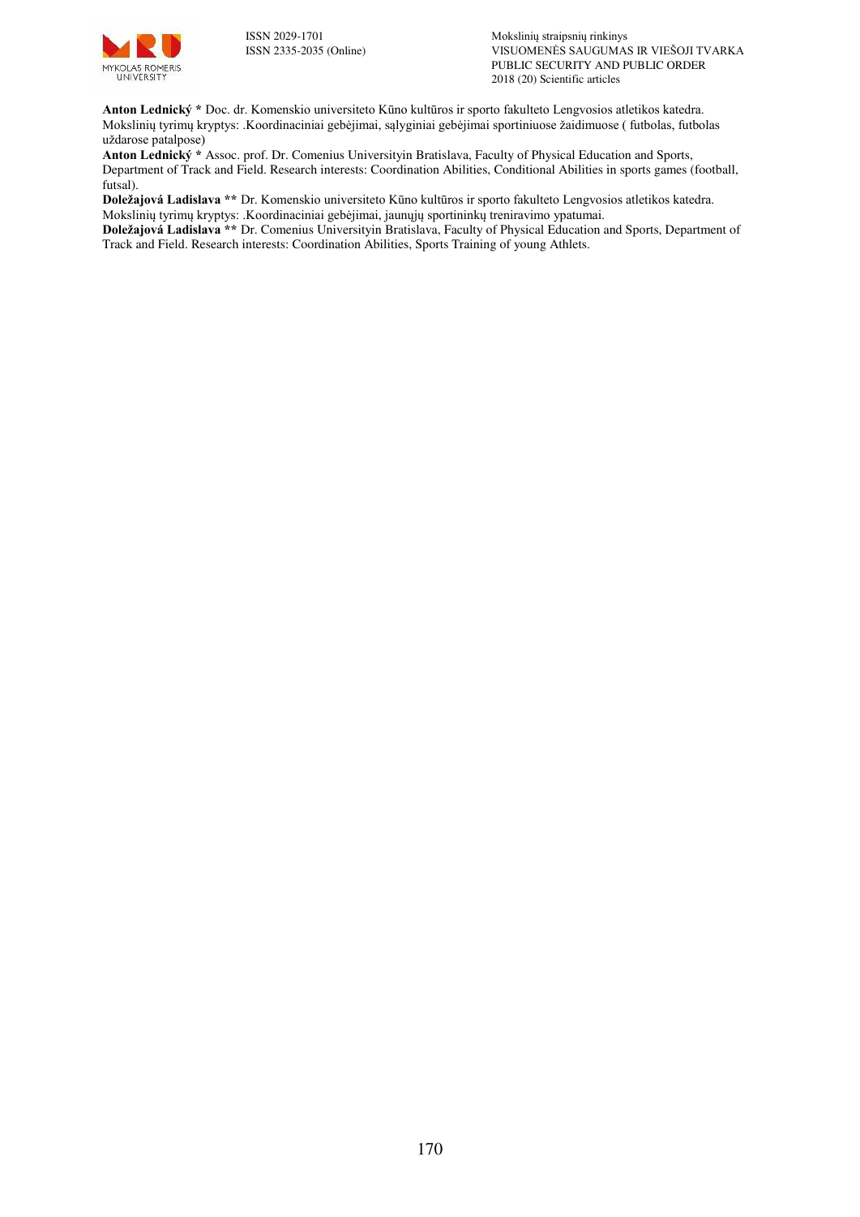**Anton Lednický *** Doc. dr. Komenskio universiteto Kūno kultūros ir sporto fakulteto Lengvosios atletikos katedra. Mokslinių tyrimų kryptys: .Koordinaciniai gebėjimai, sąlyginiai gebėjimai sportiniuose žaidimuose ( futbolas, futbolas uždarose patalpose)

**Anton Lednický *** Assoc. prof. Dr. Comenius Universityin Bratislava, Faculty of Physical Education and Sports, Department of Track and Field. Research interests: Coordination Abilities, Conditional Abilities in sports games (football, futsal).

**Doležajová Ladislava **** Dr. Komenskio universiteto Kūno kultūros ir sporto fakulteto Lengvosios atletikos katedra. Mokslinių tyrimų kryptys: .Koordinaciniai gebėjimai, jaunųjų sportininkų treniravimo ypatumai.

**Doležajová Ladislava **** Dr. Comenius Universityin Bratislava, Faculty of Physical Education and Sports, Department of Track and Field. Research interests: Coordination Abilities, Sports Training of young Athlets.